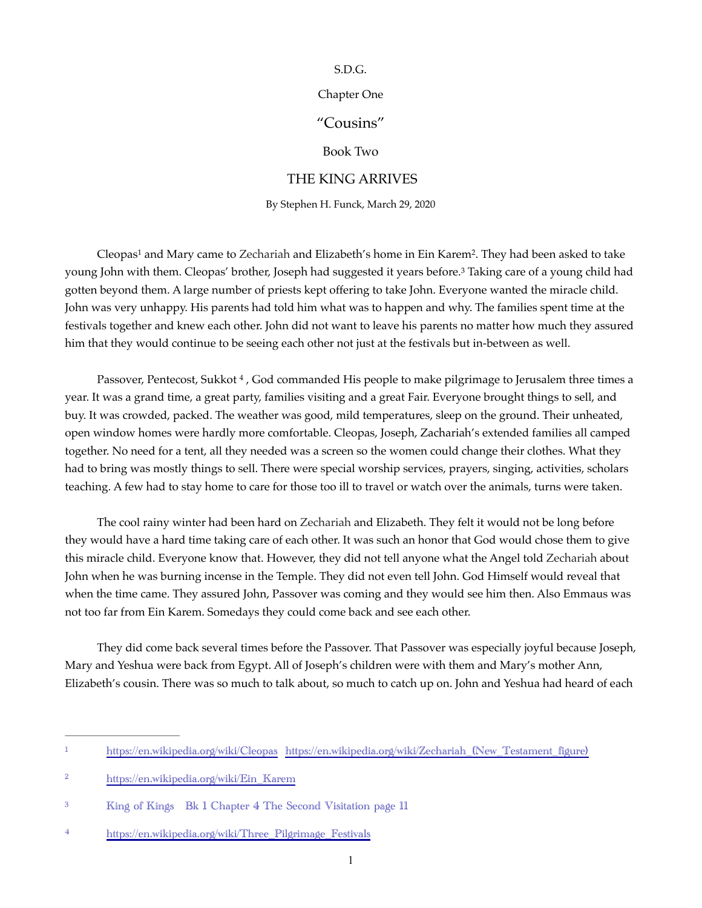S.D.G.

Chapter One

# "Cousins"

Book Two

## THE KING ARRIVES

By Stephen H. Funck, March 29, 2020

Cleopas[1] and Mary came to Zechariah and Elizabeth's home in Ein Karem[2]. They had been asked to take young John with them. Cleopas' brother, Joseph had suggested it years before.[3] Taking care of a young child had gotten beyond them. A large number of priests kept offering to take John. Everyone wanted the miracle child. John was very unhappy. His parents had told him what was to happen and why. The families spent time at the festivals together and knew each other. John did not want to leave his parents no matter how much they assured him that they would continue to be seeing each other not just at the festivals but in-between as well.

Passover, Pentecost, Sukkot [4] , God commanded His people to make pilgrimage to Jerusalem three times a year. It was a grand time, a great party, families visiting and a great Fair. Everyone brought things to sell, and buy. It was crowded, packed. The weather was good, mild temperatures, sleep on the ground. Their unheated, open window homes were hardly more comfortable. Cleopas, Joseph, Zechariah's extended families all camped together. No need for a tent, all they needed was a screen so the women could change their clothes. What they had to bring was mostly things to sell. There were special worship services, prayers, singing, activities, scholars teaching. A few had to stay home to care for those too ill to travel or watch over the animals, turns were taken.

The cool rainy winter had been hard on Zechariah and Elizabeth. They felt it would not be long before they would have a hard time taking care of each other. It was such an honor that God would chose them to give this miracle child. Everyone know that. However, they did not tell anyone what the Angel told Zechariah about John when he was burning incense in the Temple. They did not even tell John. God Himself would reveal that when the time came. They assured John, Passover was coming and they would see him then. Also Emmaus was not too far from Ein Karem. Somedays they could come back and see each other.

They did come back several times before the Passover. That Passover was especially joyful because Joseph, Mary and Yeshua were back from Egypt. All of Joseph's children were with them and Mary's mother Ann, Elizabeth's cousin. There was so much to talk about, so much to catch up on. John and Yeshua had heard of each

---

[1] https://en.wikipedia.org/wiki/Cleopas https://en.wikipedia.org/wiki/Zechariah_(New_Testament_figure)

[2] https://en.wikipedia.org/wiki/Ein_Karem

[3] King of Kings Bk 1 Chapter 4 The Second Visitation page 11

[4] https://en.wikipedia.org/wiki/Three_Pilgrimage_Festivals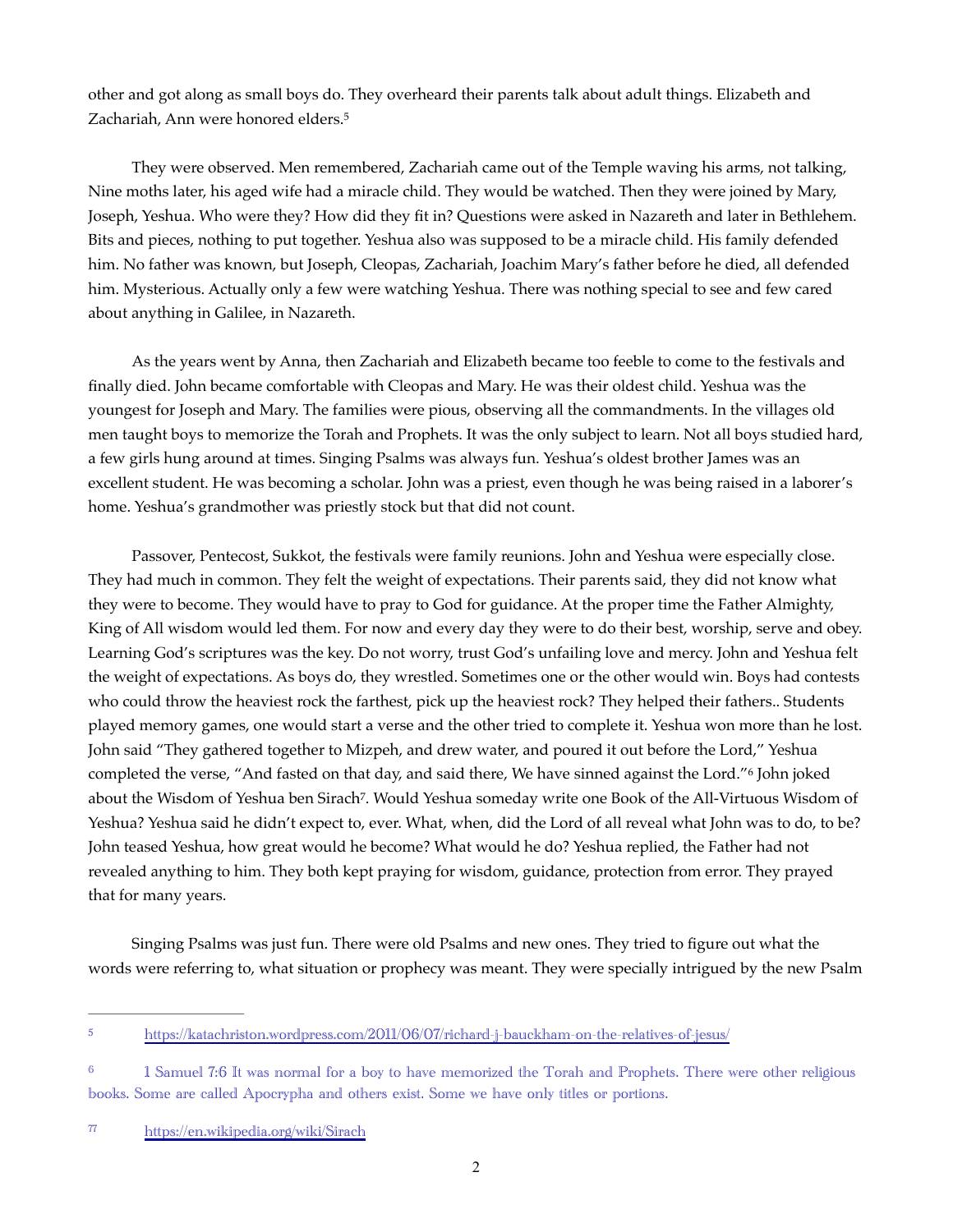other and got along as small boys do. They overheard their parents talk about adult things. Elizabeth and Zachariah, Ann were honored elders.[5]

They were observed. Men remembered, Zachariah came out of the Temple waving his arms, not talking, Nine moths later, his aged wife had a miracle child. They would be watched. Then they were joined by Mary, Joseph, Yeshua. Who were they? How did they fit in? Questions were asked in Nazareth and later in Bethlehem. Bits and pieces, nothing to put together. Yeshua also was supposed to be a miracle child. His family defended him. No father was known, but Joseph, Cleopas, Zachariah, Joachim Mary's father before he died, all defended him. Mysterious. Actually only a few were watching Yeshua. There was nothing special to see and few cared about anything in Galilee, in Nazareth.

As the years went by Anna, then Zachariah and Elizabeth became too feeble to come to the festivals and finally died. John became comfortable with Cleopas and Mary. He was their oldest child. Yeshua was the youngest for Joseph and Mary. The families were pious, observing all the commandments. In the villages old men taught boys to memorize the Torah and Prophets. It was the only subject to learn. Not all boys studied hard, a few girls hung around at times. Singing Psalms was always fun. Yeshua's oldest brother James was an excellent student. He was becoming a scholar. John was a priest, even though he was being raised in a laborer's home. Yeshua's grandmother was priestly stock but that did not count.

Passover, Pentecost, Sukkot, the festivals were family reunions. John and Yeshua were especially close. They had much in common. They felt the weight of expectations. Their parents said, they did not know what they were to become. They would have to pray to God for guidance. At the proper time the Father Almighty, King of All wisdom would led them. For now and every day they were to do their best, worship, serve and obey. Learning God's scriptures was the key. Do not worry, trust God's unfailing love and mercy. John and Yeshua felt the weight of expectations. As boys do, they wrestled. Sometimes one or the other would win. Boys had contests who could throw the heaviest rock the farthest, pick up the heaviest rock? They helped their fathers.. Students played memory games, one would start a verse and the other tried to complete it. Yeshua won more than he lost. John said "They gathered together to Mizpeh, and drew water, and poured it out before the Lord," Yeshua completed the verse, "And fasted on that day, and said there, We have sinned against the Lord."[6] John joked about the Wisdom of Yeshua ben Sirach[7]. Would Yeshua someday write one Book of the All-Virtuous Wisdom of Yeshua? Yeshua said he didn't expect to, ever. What, when, did the Lord of all reveal what John was to do, to be? John teased Yeshua, how great would he become? What would he do? Yeshua replied, the Father had not revealed anything to him. They both kept praying for wisdom, guidance, protection from error. They prayed that for many years.

Singing Psalms was just fun. There were old Psalms and new ones. They tried to figure out what the words were referring to, what situation or prophecy was meant. They were specially intrigued by the new Psalm

---

[5] https://katachriston.wordpress.com/2011/06/07/richard-j-bauckham-on-the-relatives-of-jesus/

[6] 1 Samuel 7:6 It was normal for a boy to have memorized the Torah and Prophets. There were other religious books. Some are called Apocrypha and others exist. Some we have only titles or portions.

[77] https://en.wikipedia.org/wiki/Sirach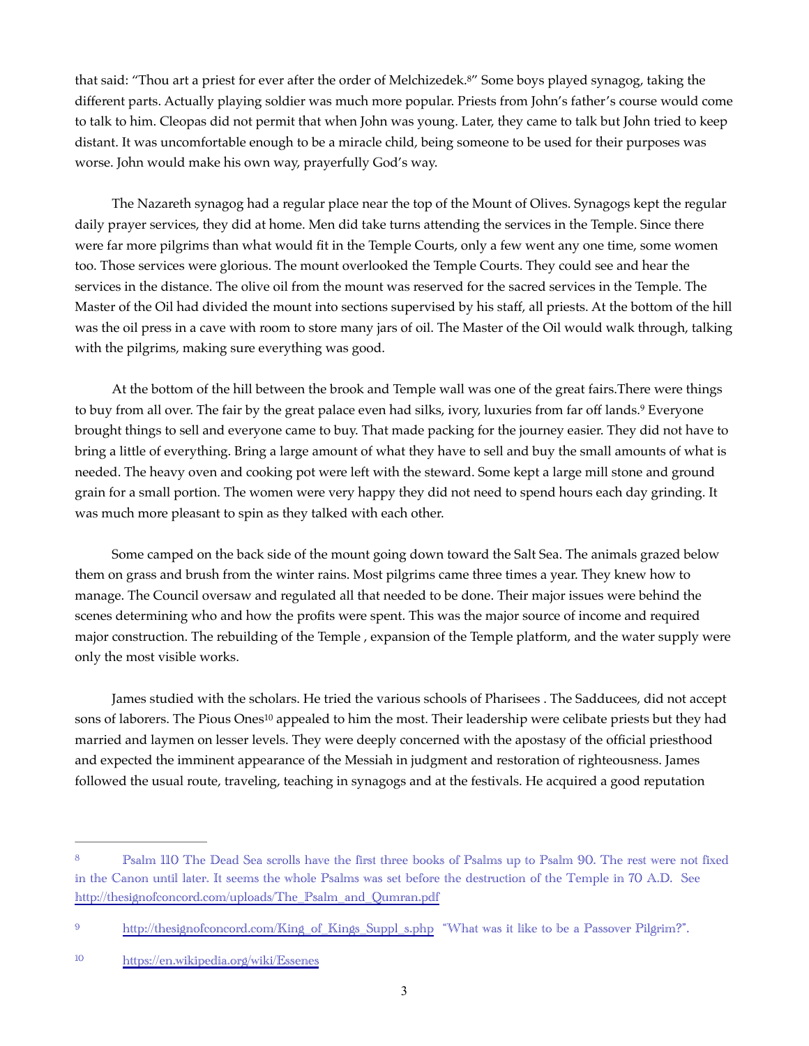that said: "Thou art a priest for ever after the order of Melchizedek.[8]" Some boys played synagog, taking the different parts. Actually playing soldier was much more popular. Priests from John's father's course would come to talk to him. Cleopas did not permit that when John was young. Later, they came to talk but John tried to keep distant. It was uncomfortable enough to be a miracle child, being someone to be used for their purposes was worse. John would make his own way, prayerfully God's way.

The Nazareth synagog had a regular place near the top of the Mount of Olives. Synagogs kept the regular daily prayer services, they did at home. Men did take turns attending the services in the Temple. Since there were far more pilgrims than what would fit in the Temple Courts, only a few went any one time, some women too. Those services were glorious. The mount overlooked the Temple Courts. They could see and hear the services in the distance. The olive oil from the mount was reserved for the sacred services in the Temple. The Master of the Oil had divided the mount into sections supervised by his staff, all priests. At the bottom of the hill was the oil press in a cave with room to store many jars of oil. The Master of the Oil would walk through, talking with the pilgrims, making sure everything was good.

At the bottom of the hill between the brook and Temple wall was one of the great fairs.There were things to buy from all over. The fair by the great palace even had silks, ivory, luxuries from far off lands.[9] Everyone brought things to sell and everyone came to buy. That made packing for the journey easier. They did not have to bring a little of everything. Bring a large amount of what they have to sell and buy the small amounts of what is needed. The heavy oven and cooking pot were left with the steward. Some kept a large mill stone and ground grain for a small portion. The women were very happy they did not need to spend hours each day grinding. It was much more pleasant to spin as they talked with each other.

Some camped on the back side of the mount going down toward the Salt Sea. The animals grazed below them on grass and brush from the winter rains. Most pilgrims came three times a year. They knew how to manage. The Council oversaw and regulated all that needed to be done. Their major issues were behind the scenes determining who and how the profits were spent. This was the major source of income and required major construction. The rebuilding of the Temple , expansion of the Temple platform, and the water supply were only the most visible works.

James studied with the scholars. He tried the various schools of Pharisees . The Sadducees, did not accept sons of laborers. The Pious Ones[10] appealed to him the most. Their leadership were celibate priests but they had married and laymen on lesser levels. They were deeply concerned with the apostasy of the official priesthood and expected the imminent appearance of the Messiah in judgment and restoration of righteousness. James followed the usual route, traveling, teaching in synagogs and at the festivals. He acquired a good reputation

---

[8] Psalm 110 The Dead Sea scrolls have the first three books of Psalms up to Psalm 90. The rest were not fixed in the Canon until later. It seems the whole Psalms was set before the destruction of the Temple in 70 A.D. See http://thesignofconcord.com/uploads/The_Psalm_and_Qumran.pdf

[9] http://thesignofconcord.com/King_of_Kings_Suppl_s.php "What was it like to be a Passover Pilgrim?".

[10] https://en.wikipedia.org/wiki/Essenes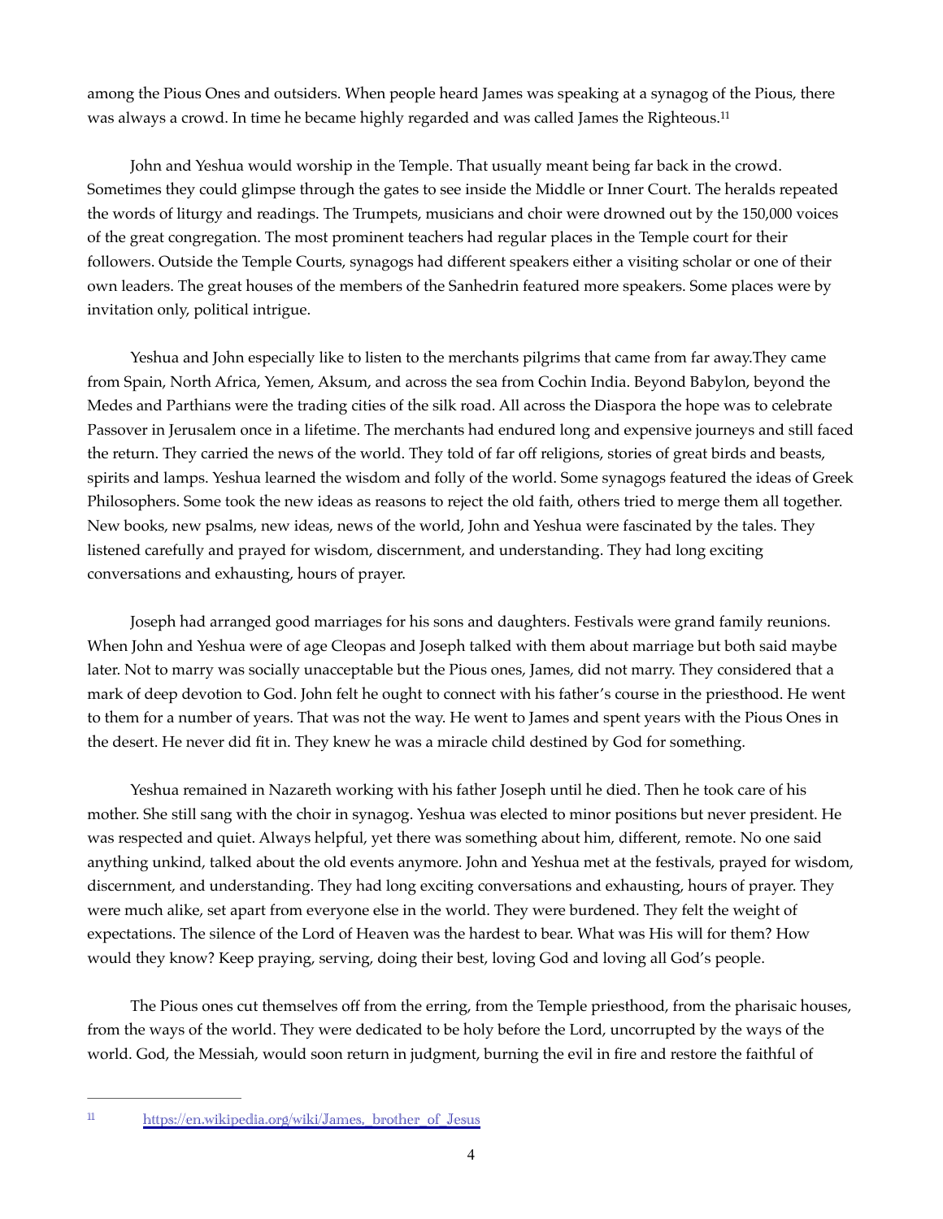among the Pious Ones and outsiders. When people heard James was speaking at a synagog of the Pious, there was always a crowd. In time he became highly regarded and was called James the Righteous.[11]

John and Yeshua would worship in the Temple. That usually meant being far back in the crowd. Sometimes they could glimpse through the gates to see inside the Middle or Inner Court. The heralds repeated the words of liturgy and readings. The Trumpets, musicians and choir were drowned out by the 150,000 voices of the great congregation. The most prominent teachers had regular places in the Temple court for their followers. Outside the Temple Courts, synagogs had different speakers either a visiting scholar or one of their own leaders. The great houses of the members of the Sanhedrin featured more speakers. Some places were by invitation only, political intrigue.

Yeshua and John especially like to listen to the merchants pilgrims that came from far away.They came from Spain, North Africa, Yemen, Aksum, and across the sea from Cochin India. Beyond Babylon, beyond the Medes and Parthians were the trading cities of the silk road. All across the Diaspora the hope was to celebrate Passover in Jerusalem once in a lifetime. The merchants had endured long and expensive journeys and still faced the return. They carried the news of the world. They told of far off religions, stories of great birds and beasts, spirits and lamps. Yeshua learned the wisdom and folly of the world. Some synagogs featured the ideas of Greek Philosophers. Some took the new ideas as reasons to reject the old faith, others tried to merge them all together. New books, new psalms, new ideas, news of the world, John and Yeshua were fascinated by the tales. They listened carefully and prayed for wisdom, discernment, and understanding. They had long exciting conversations and exhausting, hours of prayer.

Joseph had arranged good marriages for his sons and daughters. Festivals were grand family reunions. When John and Yeshua were of age Cleopas and Joseph talked with them about marriage but both said maybe later. Not to marry was socially unacceptable but the Pious ones, James, did not marry. They considered that a mark of deep devotion to God. John felt he ought to connect with his father's course in the priesthood. He went to them for a number of years. That was not the way. He went to James and spent years with the Pious Ones in the desert. He never did fit in. They knew he was a miracle child destined by God for something.

Yeshua remained in Nazareth working with his father Joseph until he died. Then he took care of his mother. She still sang with the choir in synagog. Yeshua was elected to minor positions but never president. He was respected and quiet. Always helpful, yet there was something about him, different, remote. No one said anything unkind, talked about the old events anymore. John and Yeshua met at the festivals, prayed for wisdom, discernment, and understanding. They had long exciting conversations and exhausting, hours of prayer. They were much alike, set apart from everyone else in the world. They were burdened. They felt the weight of expectations. The silence of the Lord of Heaven was the hardest to bear. What was His will for them? How would they know? Keep praying, serving, doing their best, loving God and loving all God's people.

The Pious ones cut themselves off from the erring, from the Temple priesthood, from the pharisaic houses, from the ways of the world. They were dedicated to be holy before the Lord, uncorrupted by the ways of the world. God, the Messiah, would soon return in judgment, burning the evil in fire and restore the faithful of

---

[11] https://en.wikipedia.org/wiki/James,_brother_of_Jesus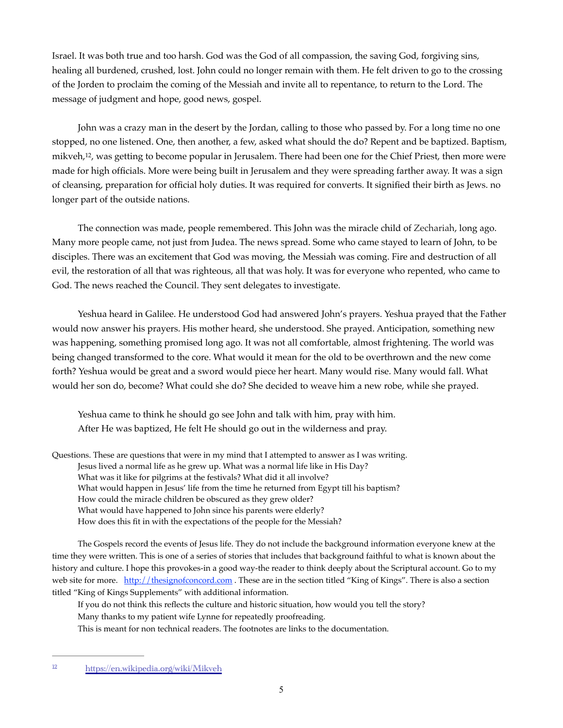Israel. It was both true and too harsh. God was the God of all compassion, the saving God, forgiving sins, healing all burdened, crushed, lost. John could no longer remain with them. He felt driven to go to the crossing of the Jorden to proclaim the coming of the Messiah and invite all to repentance, to return to the Lord. The message of judgment and hope, good news, gospel.

John was a crazy man in the desert by the Jordan, calling to those who passed by. For a long time no one stopped, no one listened. One, then another, a few, asked what should the do? Repent and be baptized. Baptism, mikveh,[12], was getting to become popular in Jerusalem. There had been one for the Chief Priest, then more were made for high officials. More were being built in Jerusalem and they were spreading farther away. It was a sign of cleansing, preparation for official holy duties. It was required for converts. It signified their birth as Jews. no longer part of the outside nations.

The connection was made, people remembered. This John was the miracle child of Zechariah, long ago. Many more people came, not just from Judea. The news spread. Some who came stayed to learn of John, to be disciples. There was an excitement that God was moving, the Messiah was coming. Fire and destruction of all evil, the restoration of all that was righteous, all that was holy. It was for everyone who repented, who came to God. The news reached the Council. They sent delegates to investigate.

Yeshua heard in Galilee. He understood God had answered John's prayers. Yeshua prayed that the Father would now answer his prayers. His mother heard, she understood. She prayed. Anticipation, something new was happening, something promised long ago. It was not all comfortable, almost frightening. The world was being changed transformed to the core. What would it mean for the old to be overthrown and the new come forth? Yeshua would be great and a sword would piece her heart. Many would rise. Many would fall. What would her son do, become? What could she do? She decided to weave him a new robe, while she prayed.

Yeshua came to think he should go see John and talk with him, pray with him.
After He was baptized, He felt He should go out in the wilderness and pray.

Questions. These are questions that were in my mind that I attempted to answer as I was writing.

Jesus lived a normal life as he grew up. What was a normal life like in His Day?
What was it like for pilgrims at the festivals? What did it all involve?
What would happen in Jesus' life from the time he returned from Egypt till his baptism?
How could the miracle children be obscured as they grew older?
What would have happened to John since his parents were elderly?
How does this fit in with the expectations of the people for the Messiah?

The Gospels record the events of Jesus life. They do not include the background information everyone knew at the time they were written. This is one of a series of stories that includes that background faithful to what is known about the history and culture. I hope this provokes-in a good way-the reader to think deeply about the Scriptural account. Go to my web site for more. http://thesignofconcord.com . These are in the section titled "King of Kings". There is also a section titled "King of Kings Supplements" with additional information.

If you do not think this reflects the culture and historic situation, how would you tell the story?
Many thanks to my patient wife Lynne for repeatedly proofreading.
This is meant for non technical readers. The footnotes are links to the documentation.

---

[12] https://en.wikipedia.org/wiki/Mikveh